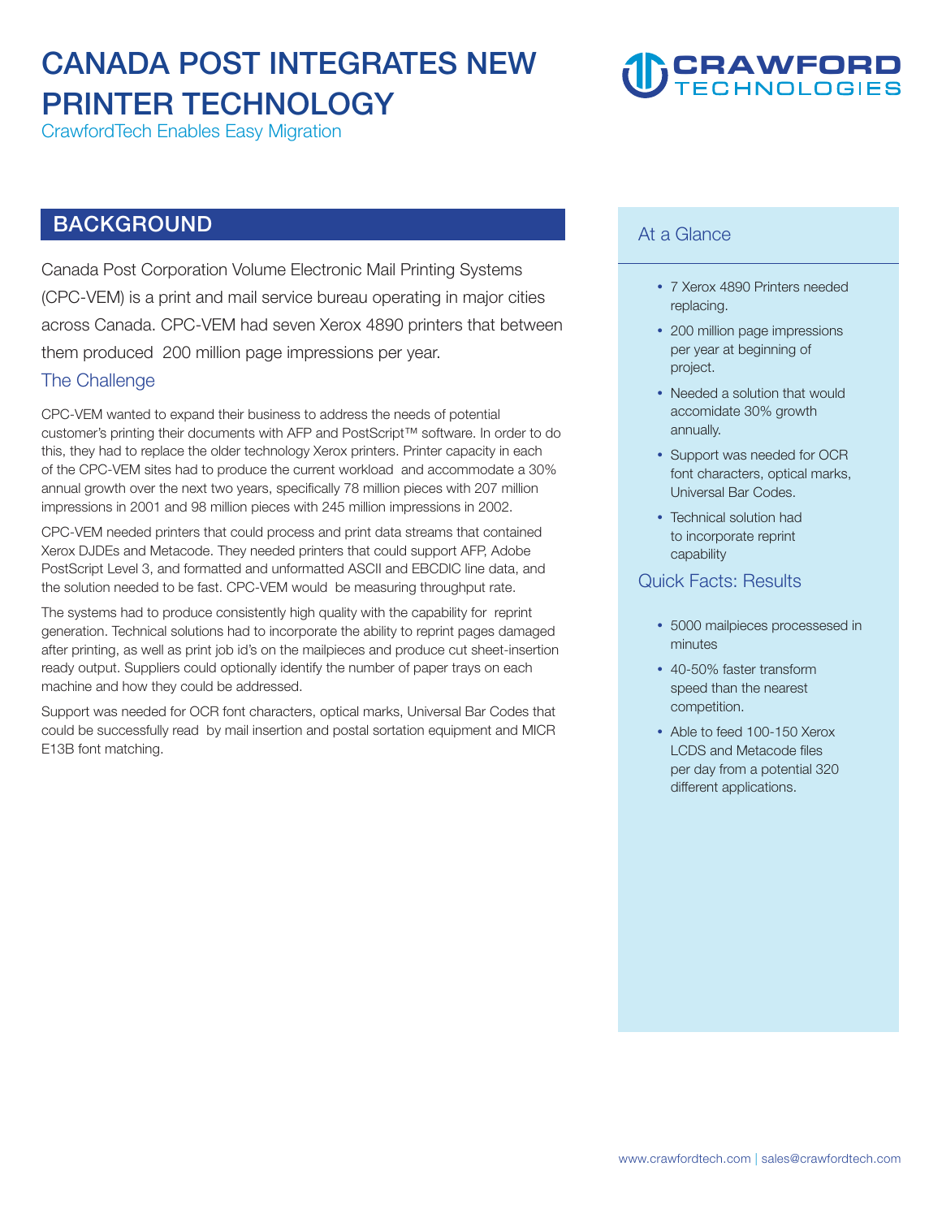# CANADA POST INTEGRATES NEW PRINTER TECHNOLOGY

CrawfordTech Enables Easy Migration

## BACKGROUND

Canada Post Corporation Volume Electronic Mail Printing Systems (CPC-VEM) is a print and mail service bureau operating in major cities across Canada. CPC-VEM had seven Xerox 4890 printers that between them produced 200 million page impressions per year.

### The Challenge

CPC-VEM wanted to expand their business to address the needs of potential customer's printing their documents with AFP and PostScript™ software. In order to do this, they had to replace the older technology Xerox printers. Printer capacity in each of the CPC-VEM sites had to produce the current workload and accommodate a 30% annual growth over the next two years, specifically 78 million pieces with 207 million impressions in 2001 and 98 million pieces with 245 million impressions in 2002.

CPC-VEM needed printers that could process and print data streams that contained Xerox DJDEs and Metacode. They needed printers that could support AFP, Adobe PostScript Level 3, and formatted and unformatted ASCII and EBCDIC line data, and the solution needed to be fast. CPC-VEM would be measuring throughput rate.

The systems had to produce consistently high quality with the capability for reprint generation. Technical solutions had to incorporate the ability to reprint pages damaged after printing, as well as print job id's on the mailpieces and produce cut sheet-insertion ready output. Suppliers could optionally identify the number of paper trays on each machine and how they could be addressed.

Support was needed for OCR font characters, optical marks, Universal Bar Codes that could be successfully read by mail insertion and postal sortation equipment and MICR E13B font matching.

### At a Glance

- 7 Xerox 4890 Printers needed replacing.
- 200 million page impressions per year at beginning of project.
- Needed a solution that would accomidate 30% growth annually.
- Support was needed for OCR font characters, optical marks, Universal Bar Codes.
- Technical solution had to incorporate reprint capability

### Quick Facts: Results

- 5000 mailpieces processesed in minutes
- 40-50% faster transform speed than the nearest competition.
- Able to feed 100-150 Xerox LCDS and Metacode files per day from a potential 320 different applications.

www.crawfordtech.com | sales@crawfordtech.com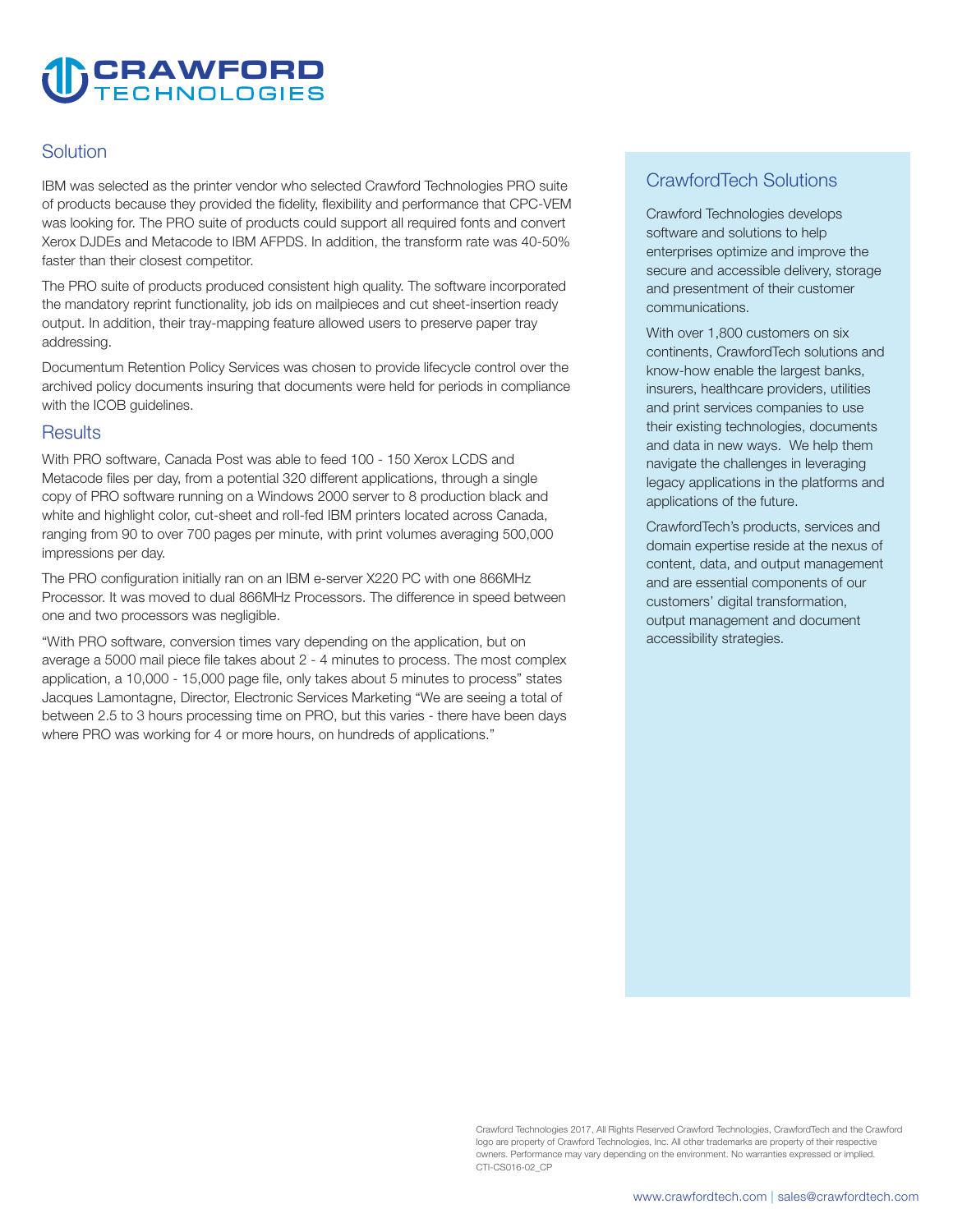## Solution

IBM was selected as the printer vendor who selected Crawford Technologies PRO suite of products because they provided the fidelity, flexibility and performance that CPC-VEM was looking for. The PRO suite of products could support all required fonts and convert Xerox DJDEs and Metacode to IBM AFPDS. In addition, the transform rate was 40-50% faster than their closest competitor.

The PRO suite of products produced consistent high quality. The software incorporated the mandatory reprint functionality, job ids on mailpieces and cut sheet-insertion ready output. In addition, their tray-mapping feature allowed users to preserve paper tray addressing.

Documentum Retention Policy Services was chosen to provide lifecycle control over the archived policy documents insuring that documents were held for periods in compliance with the ICOB guidelines.

## Results

With PRO software, Canada Post was able to feed 100 - 150 Xerox LCDS and Metacode files per day, from a potential 320 different applications, through a single copy of PRO software running on a Windows 2000 server to 8 production black and white and highlight color, cut-sheet and roll-fed IBM printers located across Canada, ranging from 90 to over 700 pages per minute, with print volumes averaging 500,000 impressions per day.

The PRO configuration initially ran on an IBM e-server X220 PC with one 866MHz Processor. It was moved to dual 866MHz Processors. The difference in speed between one and two processors was negligible.

"With PRO software, conversion times vary depending on the application, but on average a 5000 mail piece file takes about 2 - 4 minutes to process. The most complex application, a 10,000 - 15,000 page file, only takes about 5 minutes to process" states Jacques Lamontagne, Director, Electronic Services Marketing "We are seeing a total of between 2.5 to 3 hours processing time on PRO, but this varies - there have been days where PRO was working for 4 or more hours, on hundreds of applications."

## CrawfordTech Solutions

Crawford Technologies develops software and solutions to help enterprises optimize and improve the secure and accessible delivery, storage and presentment of their customer communications.

With over 1,800 customers on six continents, CrawfordTech solutions and know-how enable the largest banks, insurers, healthcare providers, utilities and print services companies to use their existing technologies, documents and data in new ways. We help them navigate the challenges in leveraging legacy applications in the platforms and applications of the future.

CrawfordTech's products, services and domain expertise reside at the nexus of content, data, and output management and are essential components of our customers' digital transformation, output management and document accessibility strategies.

Crawford Technologies 2017, All Rights Reserved Crawford Technologies, CrawfordTech and the Crawford logo are property of Crawford Technologies, Inc. All other trademarks are property of their respective owners. Performance may vary depending on the environment. No warranties expressed or implied. CTI-CS016-02_CP

www.crawfordtech.com | sales@crawfordtech.com